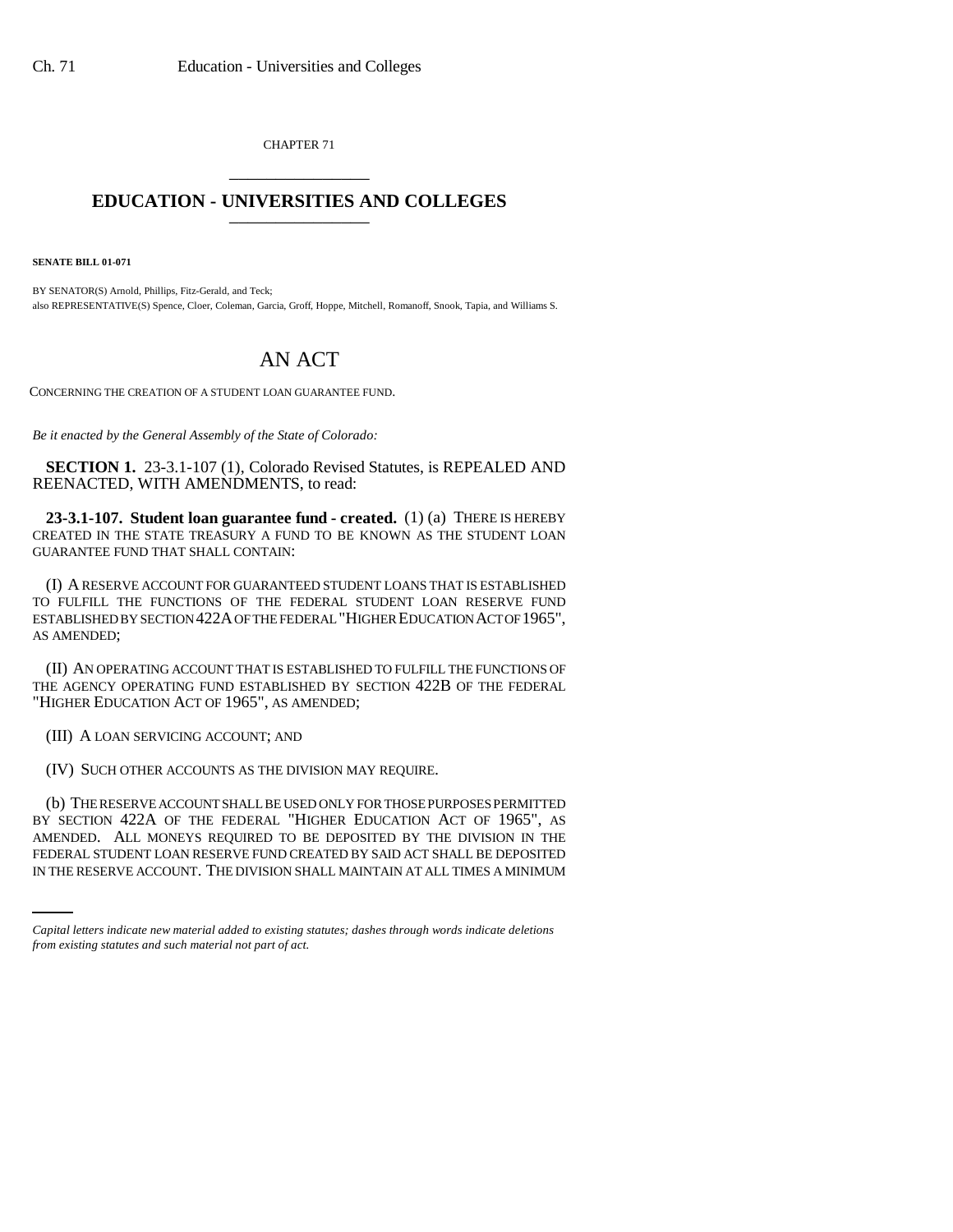CHAPTER 71

# EDUCATION - UNIVERSITIES AND COLLEGES

**SENATE BILL 01-071**

BY SENATOR(S) Arnold, Phillips, Fitz-Gerald, and Teck;
also REPRESENTATIVE(S) Spence, Cloer, Coleman, Garcia, Groff, Hoppe, Mitchell, Romanoff, Snook, Tapia, and Williams S.

## AN ACT

CONCERNING THE CREATION OF A STUDENT LOAN GUARANTEE FUND.

*Be it enacted by the General Assembly of the State of Colorado:*

**SECTION 1.** 23-3.1-107 (1), Colorado Revised Statutes, is REPEALED AND REENACTED, WITH AMENDMENTS, to read:

**23-3.1-107. Student loan guarantee fund - created.** (1) (a) THERE IS HEREBY CREATED IN THE STATE TREASURY A FUND TO BE KNOWN AS THE STUDENT LOAN GUARANTEE FUND THAT SHALL CONTAIN:

(I) A RESERVE ACCOUNT FOR GUARANTEED STUDENT LOANS THAT IS ESTABLISHED TO FULFILL THE FUNCTIONS OF THE FEDERAL STUDENT LOAN RESERVE FUND ESTABLISHED BY SECTION 422A OF THE FEDERAL "HIGHER EDUCATION ACT OF 1965", AS AMENDED;

(II) AN OPERATING ACCOUNT THAT IS ESTABLISHED TO FULFILL THE FUNCTIONS OF THE AGENCY OPERATING FUND ESTABLISHED BY SECTION 422B OF THE FEDERAL "HIGHER EDUCATION ACT OF 1965", AS AMENDED;

(III) A LOAN SERVICING ACCOUNT; AND

(IV) SUCH OTHER ACCOUNTS AS THE DIVISION MAY REQUIRE.

(b) THE RESERVE ACCOUNT SHALL BE USED ONLY FOR THOSE PURPOSES PERMITTED BY SECTION 422A OF THE FEDERAL "HIGHER EDUCATION ACT OF 1965", AS AMENDED. ALL MONEYS REQUIRED TO BE DEPOSITED BY THE DIVISION IN THE FEDERAL STUDENT LOAN RESERVE FUND CREATED BY SAID ACT SHALL BE DEPOSITED IN THE RESERVE ACCOUNT. THE DIVISION SHALL MAINTAIN AT ALL TIMES A MINIMUM

*Capital letters indicate new material added to existing statutes; dashes through words indicate deletions from existing statutes and such material not part of act.*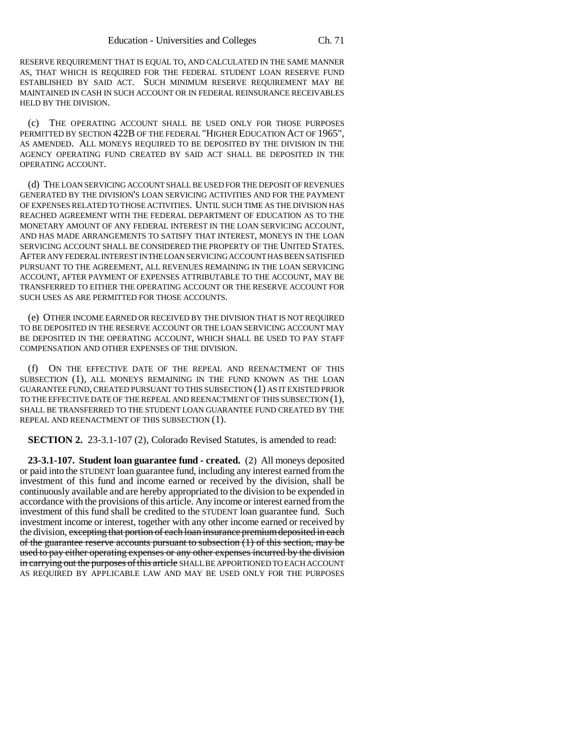RESERVE REQUIREMENT THAT IS EQUAL TO, AND CALCULATED IN THE SAME MANNER AS, THAT WHICH IS REQUIRED FOR THE FEDERAL STUDENT LOAN RESERVE FUND ESTABLISHED BY SAID ACT. SUCH MINIMUM RESERVE REQUIREMENT MAY BE MAINTAINED IN CASH IN SUCH ACCOUNT OR IN FEDERAL REINSURANCE RECEIVABLES HELD BY THE DIVISION.

(c) THE OPERATING ACCOUNT SHALL BE USED ONLY FOR THOSE PURPOSES PERMITTED BY SECTION 422B OF THE FEDERAL "HIGHER EDUCATION ACT OF 1965", AS AMENDED. ALL MONEYS REQUIRED TO BE DEPOSITED BY THE DIVISION IN THE AGENCY OPERATING FUND CREATED BY SAID ACT SHALL BE DEPOSITED IN THE OPERATING ACCOUNT.

(d) THE LOAN SERVICING ACCOUNT SHALL BE USED FOR THE DEPOSIT OF REVENUES GENERATED BY THE DIVISION'S LOAN SERVICING ACTIVITIES AND FOR THE PAYMENT OF EXPENSES RELATED TO THOSE ACTIVITIES. UNTIL SUCH TIME AS THE DIVISION HAS REACHED AGREEMENT WITH THE FEDERAL DEPARTMENT OF EDUCATION AS TO THE MONETARY AMOUNT OF ANY FEDERAL INTEREST IN THE LOAN SERVICING ACCOUNT, AND HAS MADE ARRANGEMENTS TO SATISFY THAT INTEREST, MONEYS IN THE LOAN SERVICING ACCOUNT SHALL BE CONSIDERED THE PROPERTY OF THE UNITED STATES. AFTER ANY FEDERAL INTEREST IN THE LOAN SERVICING ACCOUNT HAS BEEN SATISFIED PURSUANT TO THE AGREEMENT, ALL REVENUES REMAINING IN THE LOAN SERVICING ACCOUNT, AFTER PAYMENT OF EXPENSES ATTRIBUTABLE TO THE ACCOUNT, MAY BE TRANSFERRED TO EITHER THE OPERATING ACCOUNT OR THE RESERVE ACCOUNT FOR SUCH USES AS ARE PERMITTED FOR THOSE ACCOUNTS.

(e) OTHER INCOME EARNED OR RECEIVED BY THE DIVISION THAT IS NOT REQUIRED TO BE DEPOSITED IN THE RESERVE ACCOUNT OR THE LOAN SERVICING ACCOUNT MAY BE DEPOSITED IN THE OPERATING ACCOUNT, WHICH SHALL BE USED TO PAY STAFF COMPENSATION AND OTHER EXPENSES OF THE DIVISION.

(f) ON THE EFFECTIVE DATE OF THE REPEAL AND REENACTMENT OF THIS SUBSECTION (1), ALL MONEYS REMAINING IN THE FUND KNOWN AS THE LOAN GUARANTEE FUND, CREATED PURSUANT TO THIS SUBSECTION (1) AS IT EXISTED PRIOR TO THE EFFECTIVE DATE OF THE REPEAL AND REENACTMENT OF THIS SUBSECTION (1), SHALL BE TRANSFERRED TO THE STUDENT LOAN GUARANTEE FUND CREATED BY THE REPEAL AND REENACTMENT OF THIS SUBSECTION (1).

**SECTION 2.** 23-3.1-107 (2), Colorado Revised Statutes, is amended to read:

**23-3.1-107. Student loan guarantee fund - created.** (2) All moneys deposited or paid into the STUDENT loan guarantee fund, including any interest earned from the investment of this fund and income earned or received by the division, shall be continuously available and are hereby appropriated to the division to be expended in accordance with the provisions of this article. Any income or interest earned from the investment of this fund shall be credited to the STUDENT loan guarantee fund. Such investment income or interest, together with any other income earned or received by the division, ~~excepting that portion of each loan insurance premium deposited in each of the guarantee reserve accounts pursuant to subsection (1) of this section, may be used to pay either operating expenses or any other expenses incurred by the division in carrying out the purposes of this article~~ SHALL BE APPORTIONED TO EACH ACCOUNT AS REQUIRED BY APPLICABLE LAW AND MAY BE USED ONLY FOR THE PURPOSES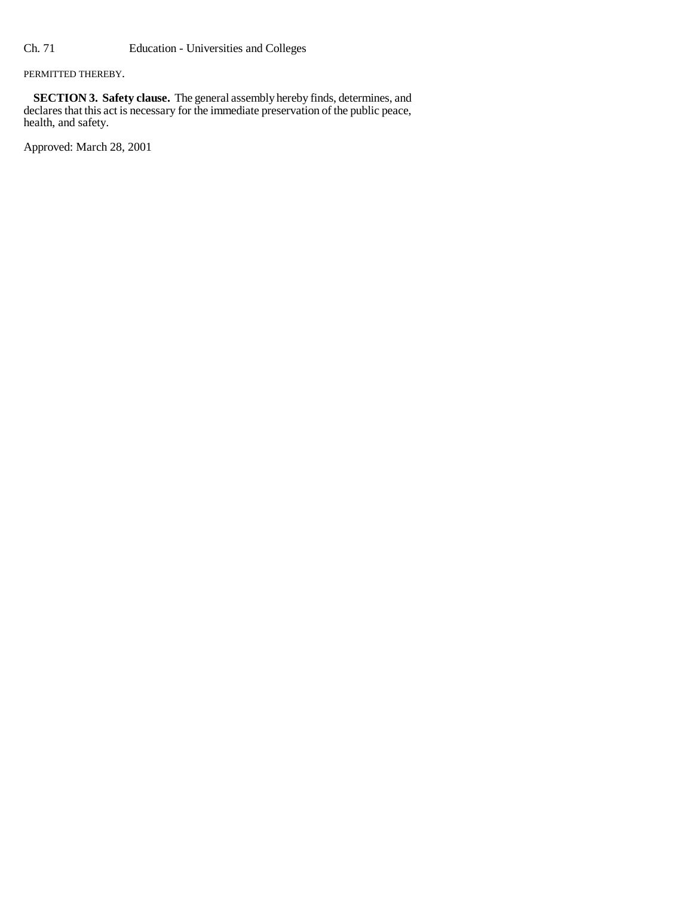PERMITTED THEREBY.

**SECTION 3. Safety clause.** The general assembly hereby finds, determines, and declares that this act is necessary for the immediate preservation of the public peace, health, and safety.

Approved: March 28, 2001